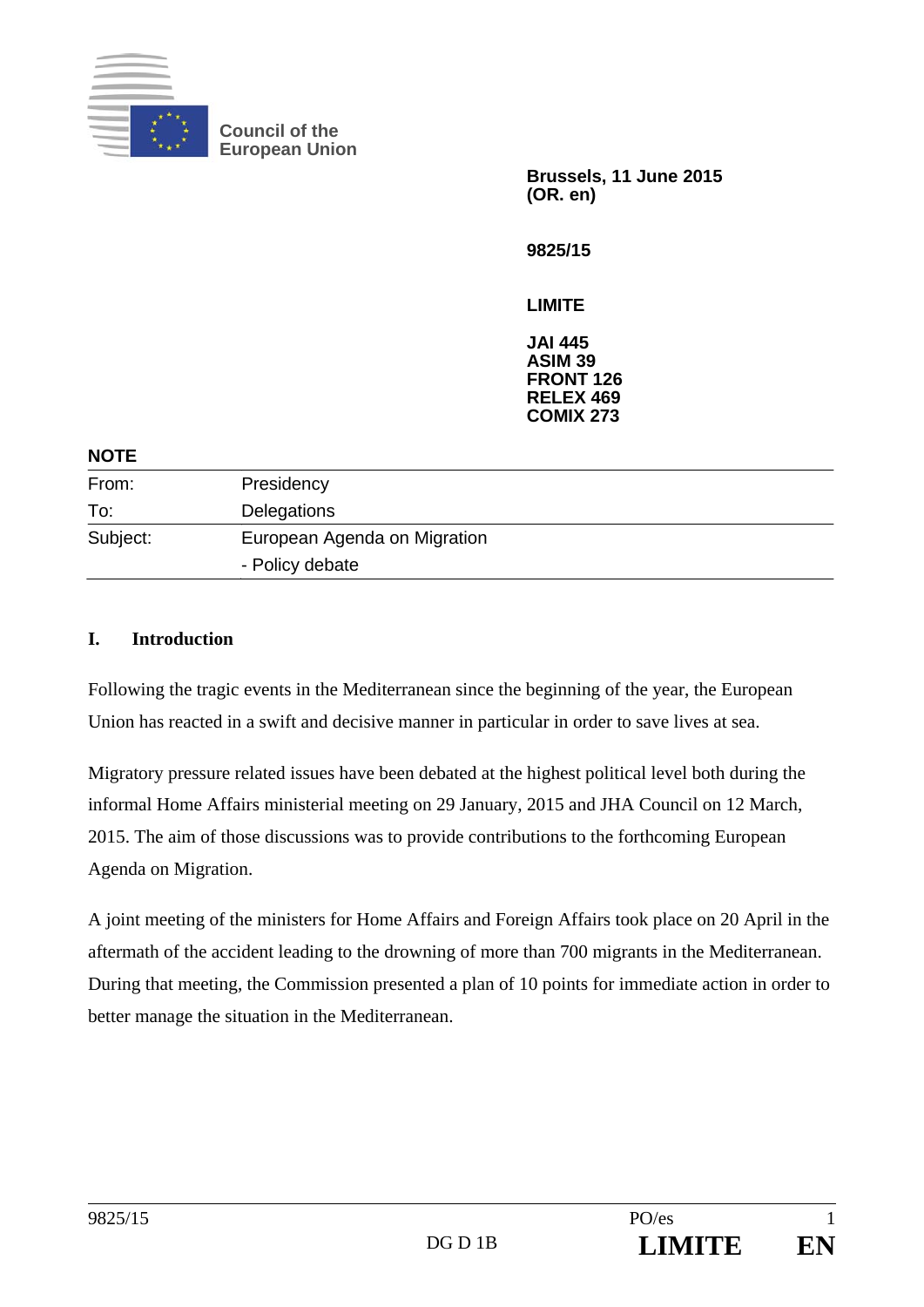Council of the European Union

**Brussels, 11 June 2015**
**(OR. en)**

**9825/15**

**LIMITE**

**JAI 445**
**ASIM 39**
**FRONT 126**
**RELEX 469**
**COMIX 273**

**NOTE**

| | |
|---|---|
| From: | Presidency |
| To: | Delegations |
| Subject: | European Agenda on Migration<br>- Policy debate |

## I. Introduction

Following the tragic events in the Mediterranean since the beginning of the year, the European Union has reacted in a swift and decisive manner in particular in order to save lives at sea.

Migratory pressure related issues have been debated at the highest political level both during the informal Home Affairs ministerial meeting on 29 January, 2015 and JHA Council on 12 March, 2015. The aim of those discussions was to provide contributions to the forthcoming European Agenda on Migration.

A joint meeting of the ministers for Home Affairs and Foreign Affairs took place on 20 April in the aftermath of the accident leading to the drowning of more than 700 migrants in the Mediterranean. During that meeting, the Commission presented a plan of 10 points for immediate action in order to better manage the situation in the Mediterranean.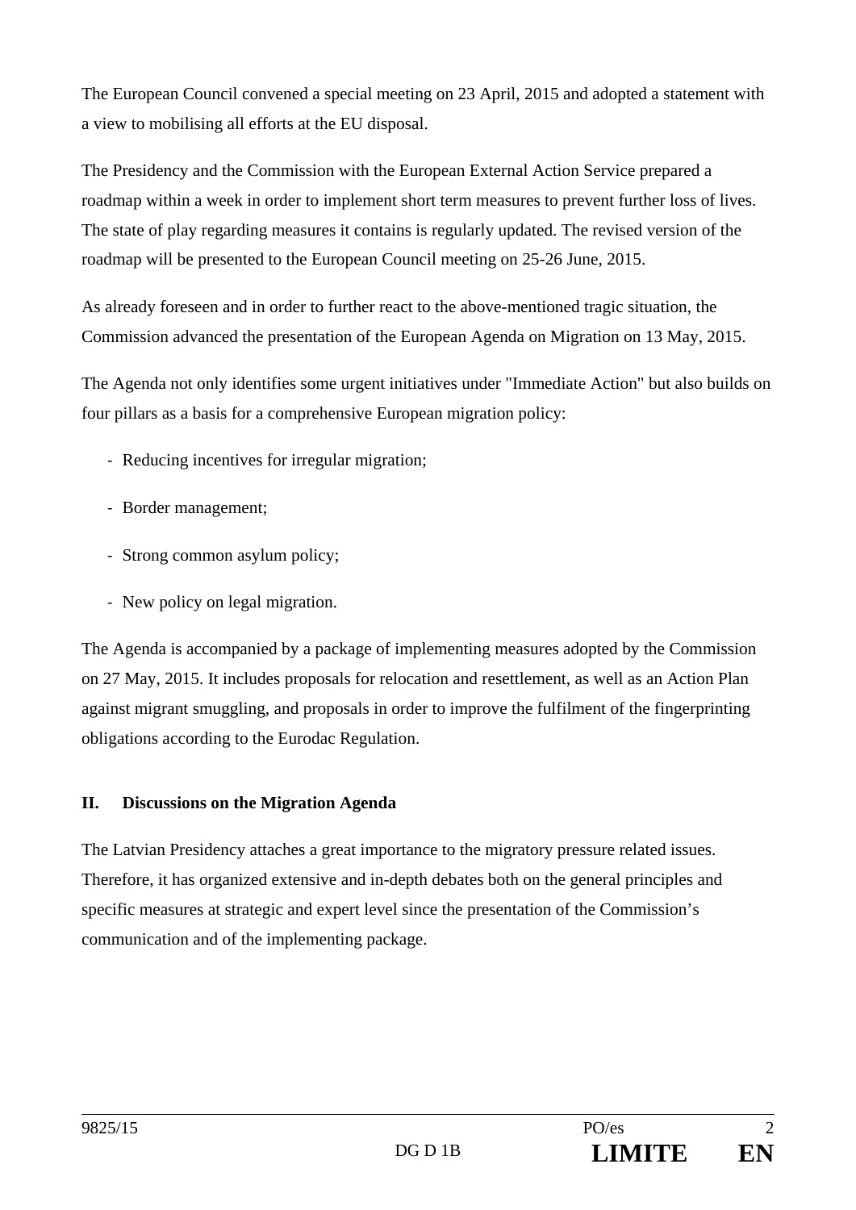The European Council convened a special meeting on 23 April, 2015 and adopted a statement with a view to mobilising all efforts at the EU disposal.

The Presidency and the Commission with the European External Action Service prepared a roadmap within a week in order to implement short term measures to prevent further loss of lives. The state of play regarding measures it contains is regularly updated. The revised version of the roadmap will be presented to the European Council meeting on 25-26 June, 2015.

As already foreseen and in order to further react to the above-mentioned tragic situation, the Commission advanced the presentation of the European Agenda on Migration on 13 May, 2015.

The Agenda not only identifies some urgent initiatives under "Immediate Action" but also builds on four pillars as a basis for a comprehensive European migration policy:

- Reducing incentives for irregular migration;
- Border management;
- Strong common asylum policy;
- New policy on legal migration.

The Agenda is accompanied by a package of implementing measures adopted by the Commission on 27 May, 2015. It includes proposals for relocation and resettlement, as well as an Action Plan against migrant smuggling, and proposals in order to improve the fulfilment of the fingerprinting obligations according to the Eurodac Regulation.

## II. Discussions on the Migration Agenda

The Latvian Presidency attaches a great importance to the migratory pressure related issues. Therefore, it has organized extensive and in-depth debates both on the general principles and specific measures at strategic and expert level since the presentation of the Commission's communication and of the implementing package.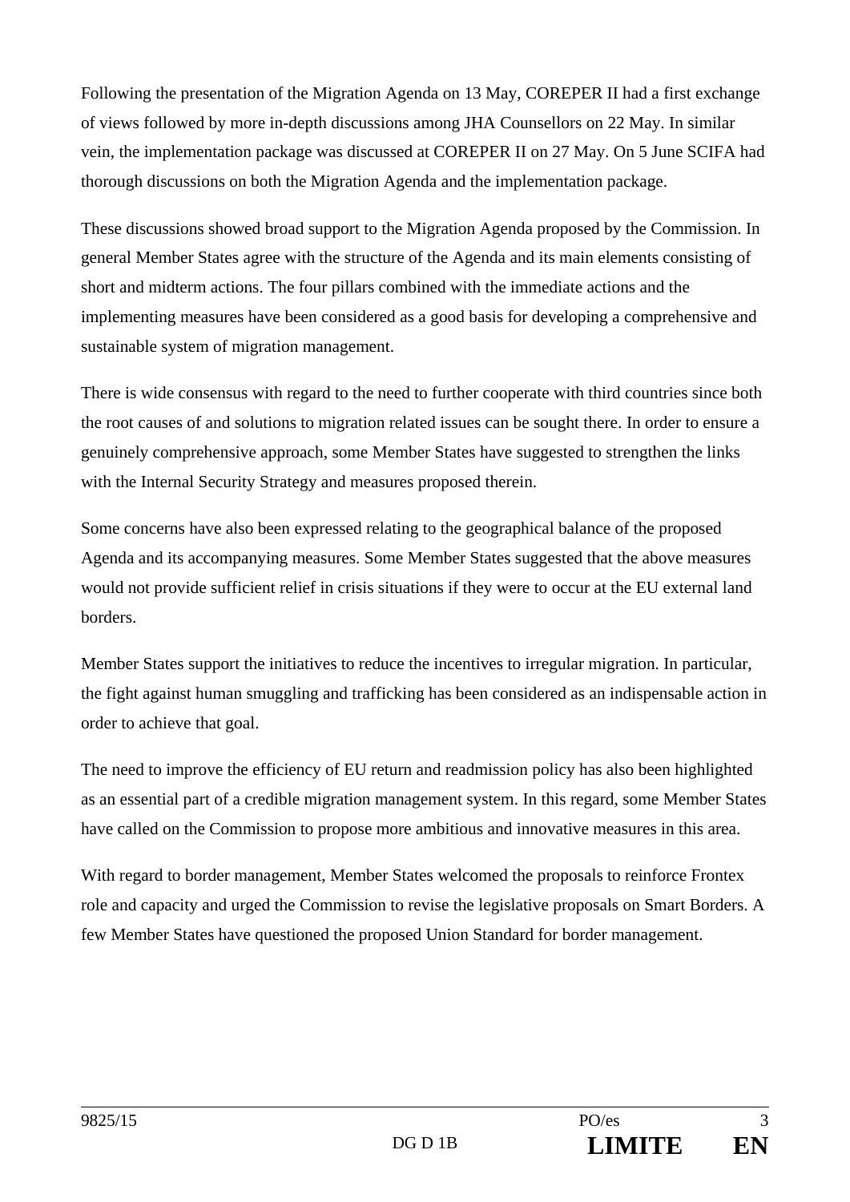Following the presentation of the Migration Agenda on 13 May, COREPER II had a first exchange of views followed by more in-depth discussions among JHA Counsellors on 22 May. In similar vein, the implementation package was discussed at COREPER II on 27 May. On 5 June SCIFA had thorough discussions on both the Migration Agenda and the implementation package.

These discussions showed broad support to the Migration Agenda proposed by the Commission. In general Member States agree with the structure of the Agenda and its main elements consisting of short and midterm actions. The four pillars combined with the immediate actions and the implementing measures have been considered as a good basis for developing a comprehensive and sustainable system of migration management.

There is wide consensus with regard to the need to further cooperate with third countries since both the root causes of and solutions to migration related issues can be sought there. In order to ensure a genuinely comprehensive approach, some Member States have suggested to strengthen the links with the Internal Security Strategy and measures proposed therein.

Some concerns have also been expressed relating to the geographical balance of the proposed Agenda and its accompanying measures. Some Member States suggested that the above measures would not provide sufficient relief in crisis situations if they were to occur at the EU external land borders.

Member States support the initiatives to reduce the incentives to irregular migration. In particular, the fight against human smuggling and trafficking has been considered as an indispensable action in order to achieve that goal.

The need to improve the efficiency of EU return and readmission policy has also been highlighted as an essential part of a credible migration management system. In this regard, some Member States have called on the Commission to propose more ambitious and innovative measures in this area.

With regard to border management, Member States welcomed the proposals to reinforce Frontex role and capacity and urged the Commission to revise the legislative proposals on Smart Borders. A few Member States have questioned the proposed Union Standard for border management.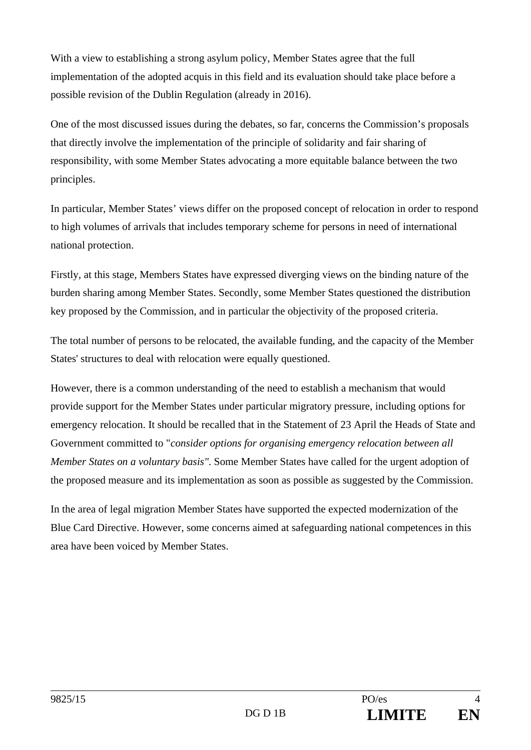With a view to establishing a strong asylum policy, Member States agree that the full implementation of the adopted acquis in this field and its evaluation should take place before a possible revision of the Dublin Regulation (already in 2016).

One of the most discussed issues during the debates, so far, concerns the Commission's proposals that directly involve the implementation of the principle of solidarity and fair sharing of responsibility, with some Member States advocating a more equitable balance between the two principles.

In particular, Member States' views differ on the proposed concept of relocation in order to respond to high volumes of arrivals that includes temporary scheme for persons in need of international national protection.

Firstly, at this stage, Members States have expressed diverging views on the binding nature of the burden sharing among Member States. Secondly, some Member States questioned the distribution key proposed by the Commission, and in particular the objectivity of the proposed criteria.

The total number of persons to be relocated, the available funding, and the capacity of the Member States' structures to deal with relocation were equally questioned.

However, there is a common understanding of the need to establish a mechanism that would provide support for the Member States under particular migratory pressure, including options for emergency relocation. It should be recalled that in the Statement of 23 April the Heads of State and Government committed to "*consider options for organising emergency relocation between all Member States on a voluntary basis"*. Some Member States have called for the urgent adoption of the proposed measure and its implementation as soon as possible as suggested by the Commission.

In the area of legal migration Member States have supported the expected modernization of the Blue Card Directive. However, some concerns aimed at safeguarding national competences in this area have been voiced by Member States.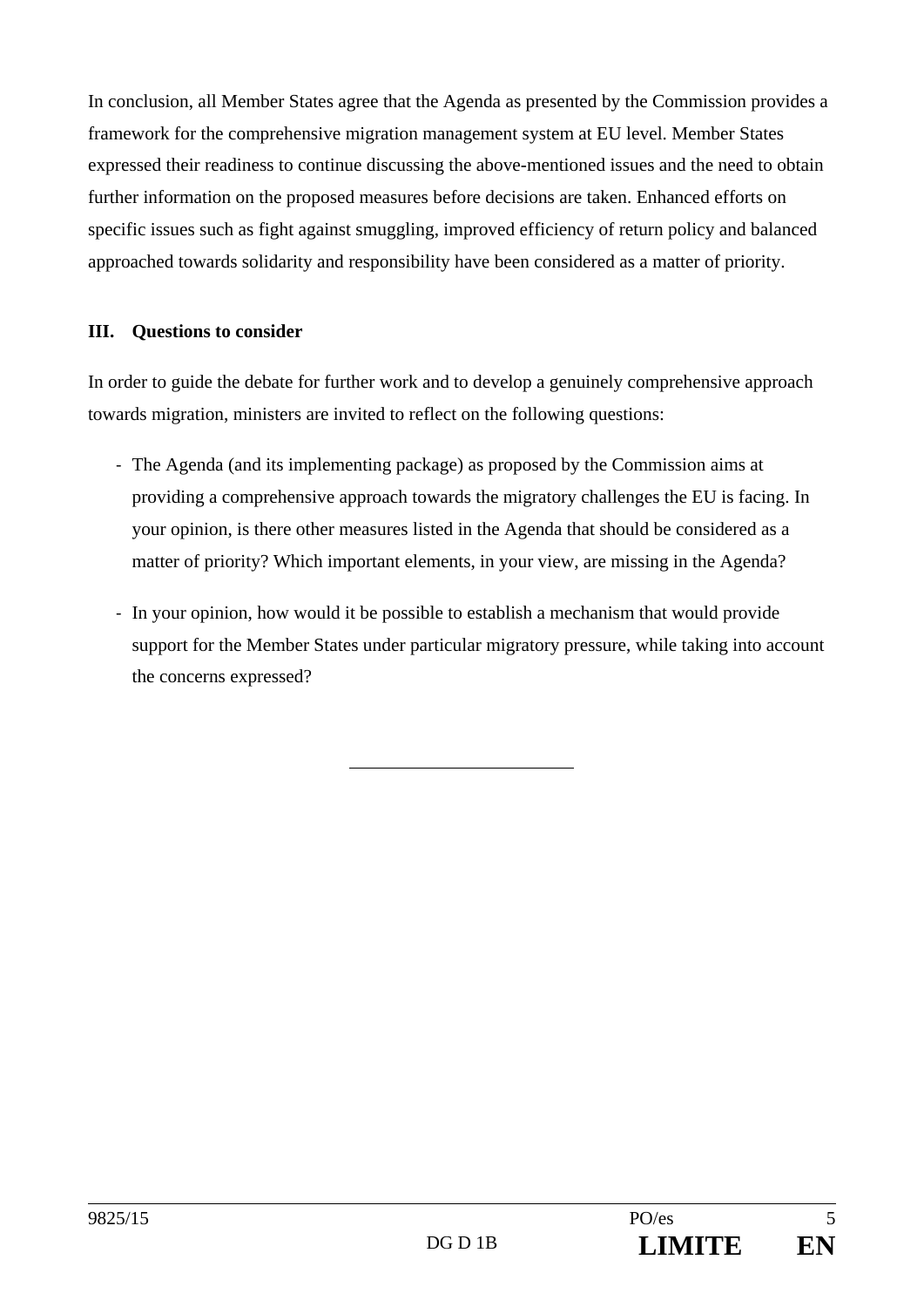In conclusion, all Member States agree that the Agenda as presented by the Commission provides a framework for the comprehensive migration management system at EU level. Member States expressed their readiness to continue discussing the above-mentioned issues and the need to obtain further information on the proposed measures before decisions are taken. Enhanced efforts on specific issues such as fight against smuggling, improved efficiency of return policy and balanced approached towards solidarity and responsibility have been considered as a matter of priority.

## III. Questions to consider

In order to guide the debate for further work and to develop a genuinely comprehensive approach towards migration, ministers are invited to reflect on the following questions:

- The Agenda (and its implementing package) as proposed by the Commission aims at providing a comprehensive approach towards the migratory challenges the EU is facing. In your opinion, is there other measures listed in the Agenda that should be considered as a matter of priority? Which important elements, in your view, are missing in the Agenda?

- In your opinion, how would it be possible to establish a mechanism that would provide support for the Member States under particular migratory pressure, while taking into account the concerns expressed?